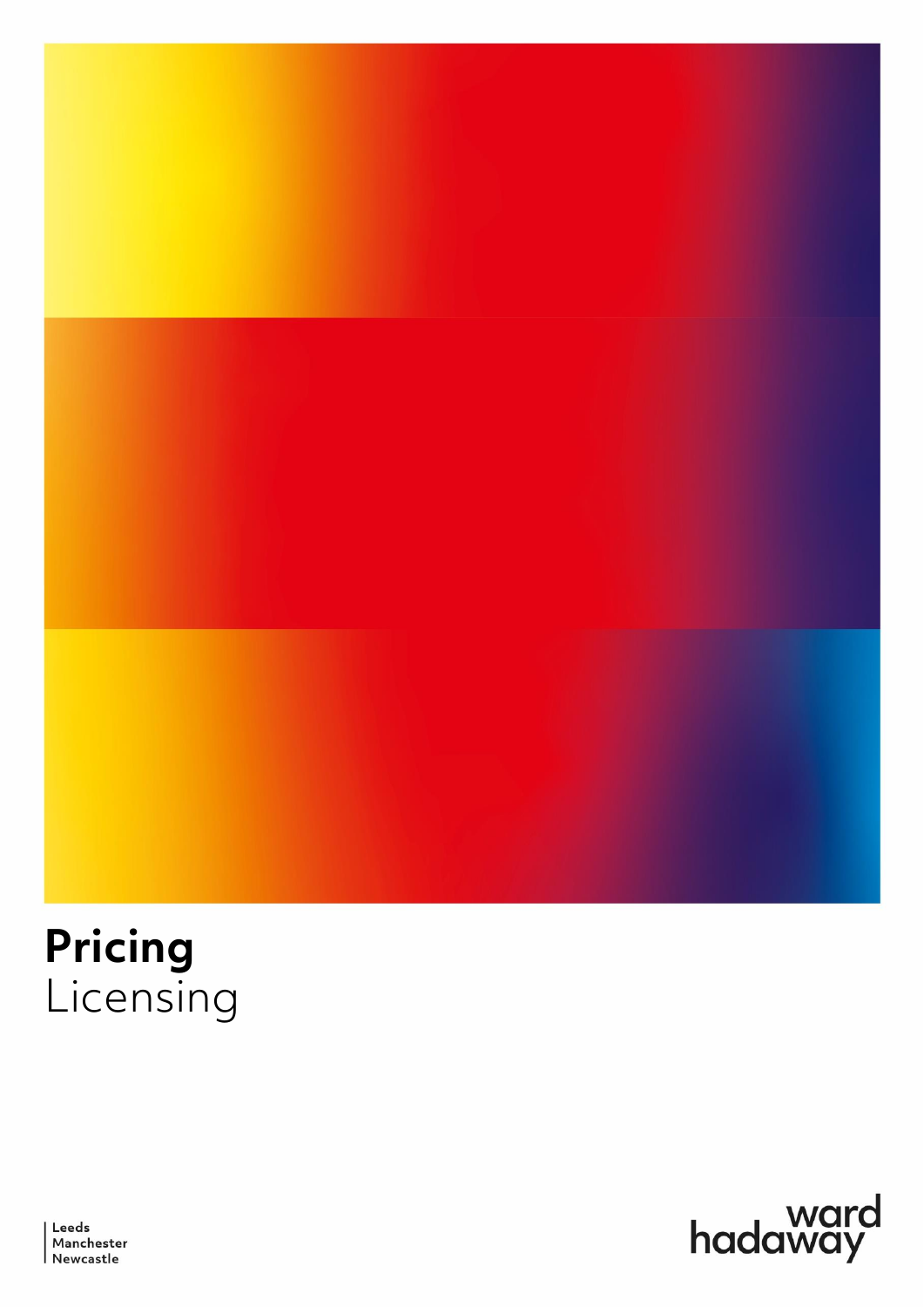# Pricing
Licensing

Leeds
Manchester
Newcastle

ward hadaway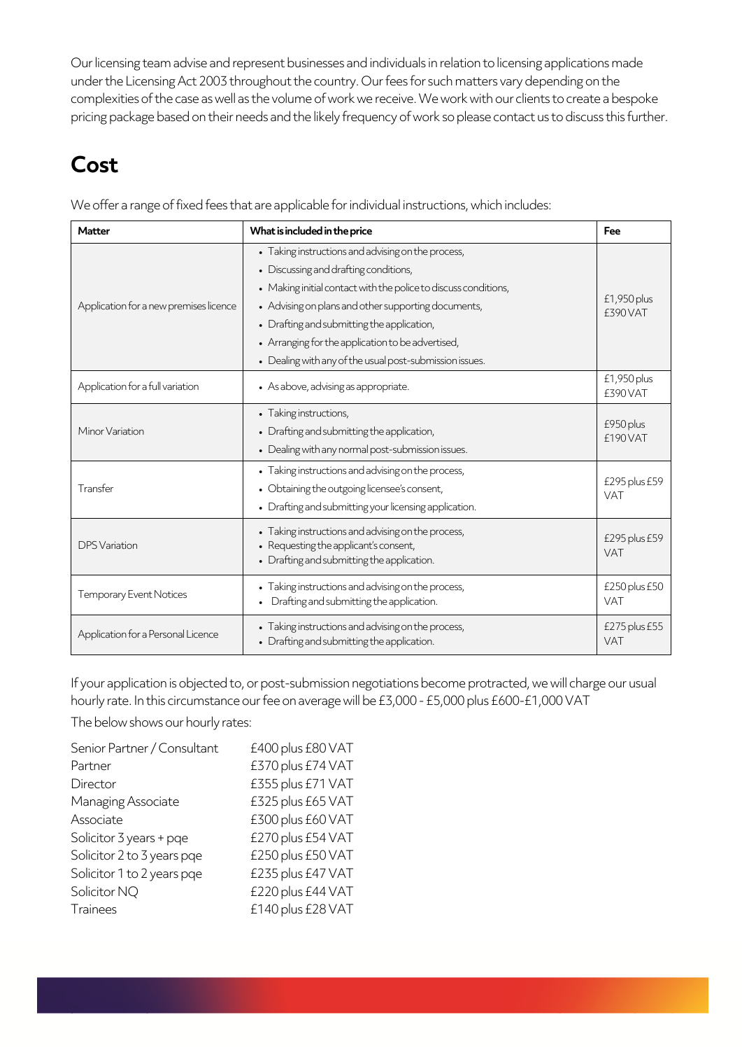Our licensing team advise and represent businesses and individuals in relation to licensing applications made under the Licensing Act 2003 throughout the country. Our fees for such matters vary depending on the complexities of the case as well as the volume of work we receive. We work with our clients to create a bespoke pricing package based on their needs and the likely frequency of work so please contact us to discuss this further.

# Cost

We offer a range of fixed fees that are applicable for individual instructions, which includes:

| Matter | What is included in the price | Fee |
|---|---|---|
| Application for a new premises licence | • Taking instructions and advising on the process,<br>• Discussing and drafting conditions,<br>• Making initial contact with the police to discuss conditions,<br>• Advising on plans and other supporting documents,<br>• Drafting and submitting the application,<br>• Arranging for the application to be advertised,<br>• Dealing with any of the usual post-submission issues. | £1,950 plus £390 VAT |
| Application for a full variation | • As above, advising as appropriate. | £1,950 plus £390 VAT |
| Minor Variation | • Taking instructions,<br>• Drafting and submitting the application,<br>• Dealing with any normal post-submission issues. | £950 plus £190 VAT |
| Transfer | • Taking instructions and advising on the process,<br>• Obtaining the outgoing licensee's consent,<br>• Drafting and submitting your licensing application. | £295 plus £59 VAT |
| DPS Variation | • Taking instructions and advising on the process,<br>• Requesting the applicant's consent,<br>• Drafting and submitting the application. | £295 plus £59 VAT |
| Temporary Event Notices | • Taking instructions and advising on the process,<br>• Drafting and submitting the application. | £250 plus £50 VAT |
| Application for a Personal Licence | • Taking instructions and advising on the process,<br>• Drafting and submitting the application. | £275 plus £55 VAT |

If your application is objected to, or post-submission negotiations become protracted, we will charge our usual hourly rate. In this circumstance our fee on average will be £3,000 - £5,000 plus £600-£1,000 VAT

The below shows our hourly rates:

| | |
|---|---|
| Senior Partner / Consultant | £400 plus £80 VAT |
| Partner | £370 plus £74 VAT |
| Director | £355 plus £71 VAT |
| Managing Associate | £325 plus £65 VAT |
| Associate | £300 plus £60 VAT |
| Solicitor 3 years + pqe | £270 plus £54 VAT |
| Solicitor 2 to 3 years pqe | £250 plus £50 VAT |
| Solicitor 1 to 2 years pqe | £235 plus £47 VAT |
| Solicitor NQ | £220 plus £44 VAT |
| Trainees | £140 plus £28 VAT |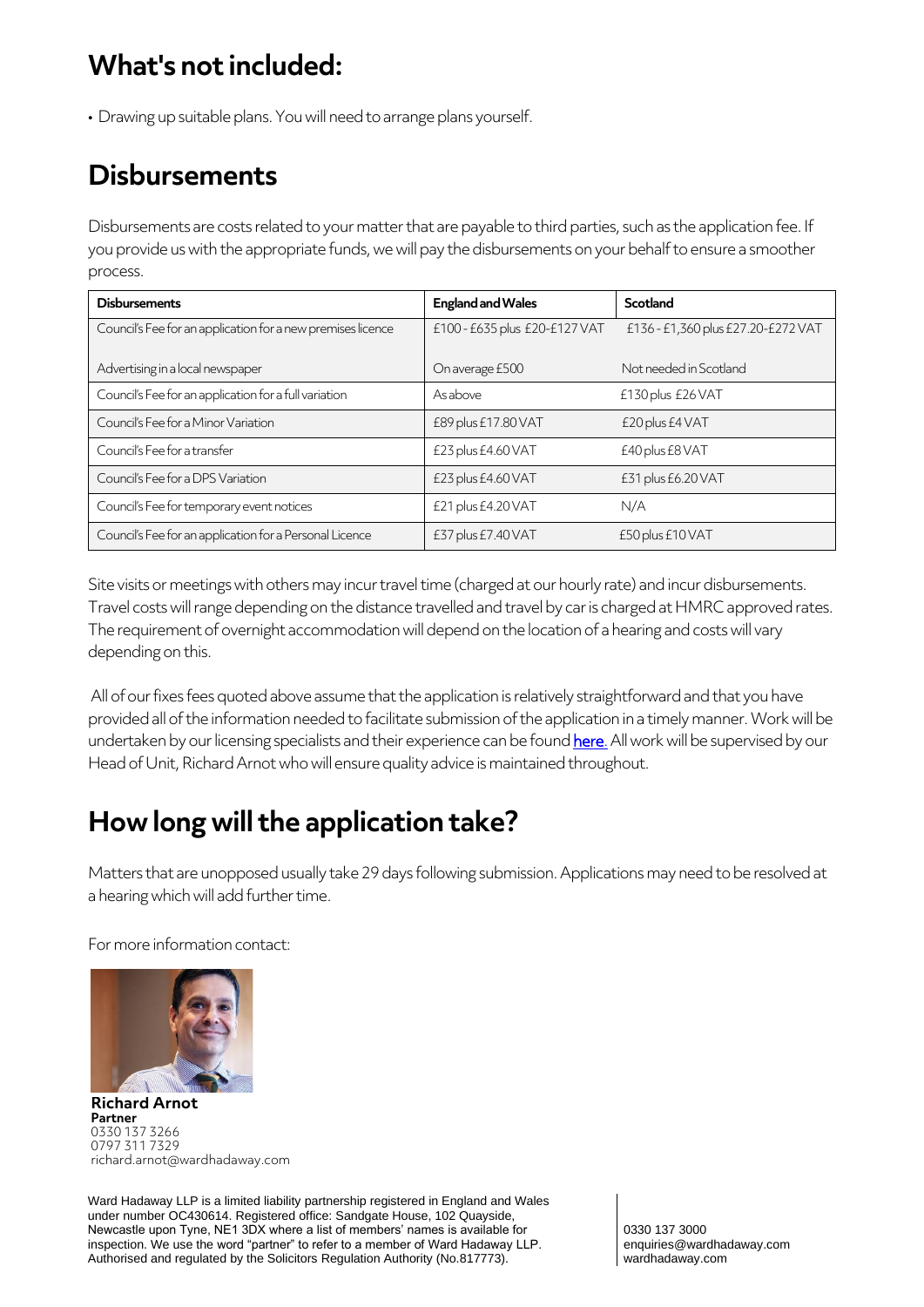# What's not included:

- Drawing up suitable plans. You will need to arrange plans yourself.

## Disbursements

Disbursements are costs related to your matter that are payable to third parties, such as the application fee. If you provide us with the appropriate funds, we will pay the disbursements on your behalf to ensure a smoother process.

| Disbursements | England and Wales | Scotland |
|---|---|---|
| Council's Fee for an application for a new premises licence | £100 - £635 plus £20-£127 VAT | £136 - £1,360 plus £27.20-£272 VAT |
| Advertising in a local newspaper | On average £500 | Not needed in Scotland |
| Council's Fee for an application for a full variation | As above | £130 plus £26 VAT |
| Council's Fee for a Minor Variation | £89 plus £17.80 VAT | £20 plus £4 VAT |
| Council's Fee for a transfer | £23 plus £4.60 VAT | £40 plus £8 VAT |
| Council's Fee for a DPS Variation | £23 plus £4.60 VAT | £31 plus £6.20 VAT |
| Council's Fee for temporary event notices | £21 plus £4.20 VAT | N/A |
| Council's Fee for an application for a Personal Licence | £37 plus £7.40 VAT | £50 plus £10 VAT |

Site visits or meetings with others may incur travel time (charged at our hourly rate) and incur disbursements. Travel costs will range depending on the distance travelled and travel by car is charged at HMRC approved rates. The requirement of overnight accommodation will depend on the location of a hearing and costs will vary depending on this.

All of our fixes fees quoted above assume that the application is relatively straightforward and that you have provided all of the information needed to facilitate submission of the application in a timely manner. Work will be undertaken by our licensing specialists and their experience can be found here. All work will be supervised by our Head of Unit, Richard Arnot who will ensure quality advice is maintained throughout.

## How long will the application take?

Matters that are unopposed usually take 29 days following submission. Applications may need to be resolved at a hearing which will add further time.

For more information contact:

**Richard Arnot**
**Partner**
0330 137 3266
0797 311 7329
richard.arnot@wardhadaway.com

Ward Hadaway LLP is a limited liability partnership registered in England and Wales under number OC430614. Registered office: Sandgate House, 102 Quayside, Newcastle upon Tyne, NE1 3DX where a list of members' names is available for inspection. We use the word "partner" to refer to a member of Ward Hadaway LLP. Authorised and regulated by the Solicitors Regulation Authority (No.817773).

0330 137 3000
enquiries@wardhadaway.com
wardhadaway.com